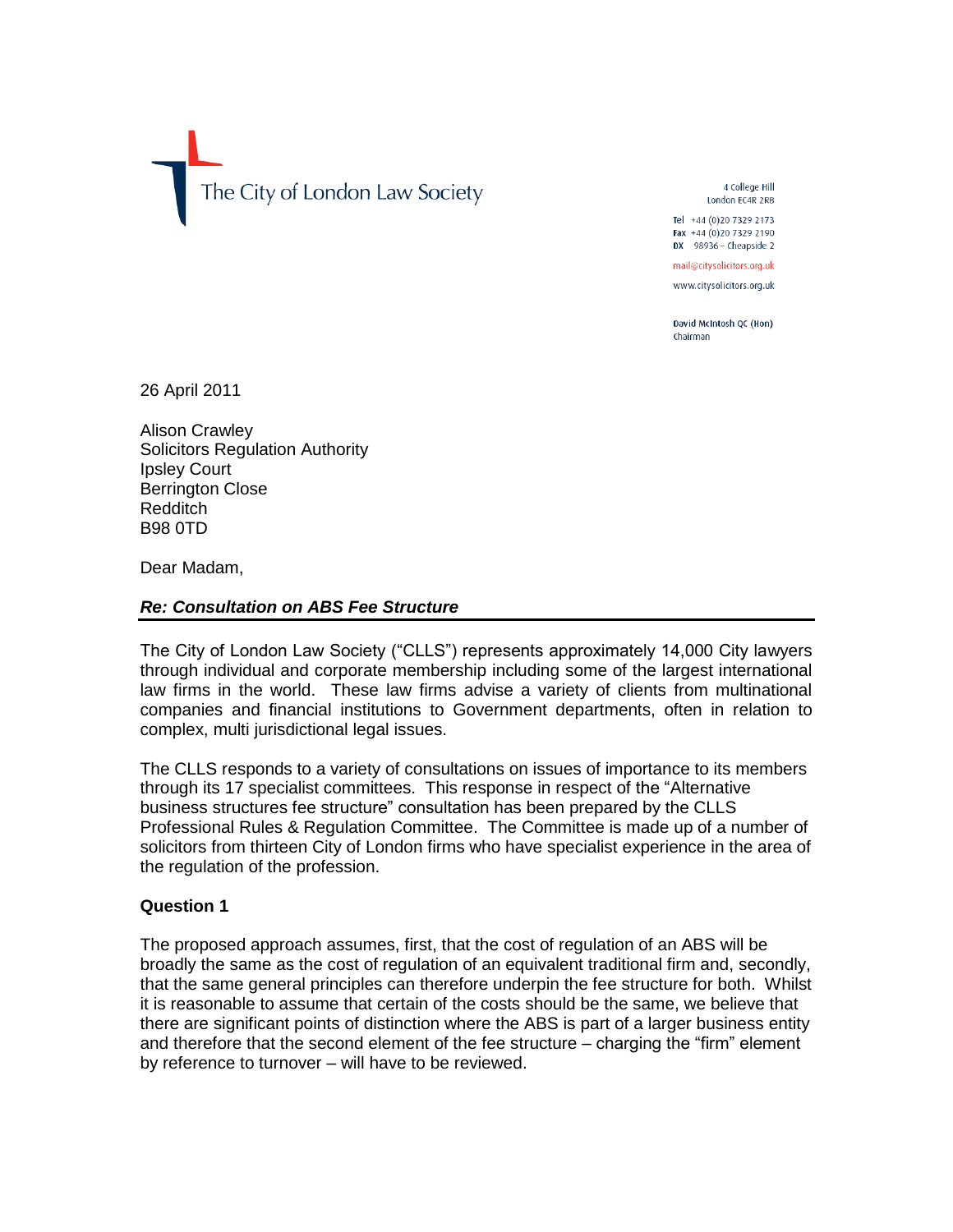The City of London Law Society

4 College Hill
London EC4R 2RB

Tel +44 (0)20 7329 2173
Fax +44 (0)20 7329 2190
DX 98936 – Cheapside 2

mail@citysolicitors.org.uk

www.citysolicitors.org.uk

David McIntosh QC (Hon)
Chairman

26 April 2011

Alison Crawley
Solicitors Regulation Authority
Ipsley Court
Berrington Close
Redditch
B98 0TD

Dear Madam,

***Re: Consultation on ABS Fee Structure***

The City of London Law Society ("CLLS") represents approximately 14,000 City lawyers through individual and corporate membership including some of the largest international law firms in the world. These law firms advise a variety of clients from multinational companies and financial institutions to Government departments, often in relation to complex, multi jurisdictional legal issues.

The CLLS responds to a variety of consultations on issues of importance to its members through its 17 specialist committees. This response in respect of the "Alternative business structures fee structure" consultation has been prepared by the CLLS Professional Rules & Regulation Committee. The Committee is made up of a number of solicitors from thirteen City of London firms who have specialist experience in the area of the regulation of the profession.

**Question 1**

The proposed approach assumes, first, that the cost of regulation of an ABS will be broadly the same as the cost of regulation of an equivalent traditional firm and, secondly, that the same general principles can therefore underpin the fee structure for both. Whilst it is reasonable to assume that certain of the costs should be the same, we believe that there are significant points of distinction where the ABS is part of a larger business entity and therefore that the second element of the fee structure – charging the "firm" element by reference to turnover – will have to be reviewed.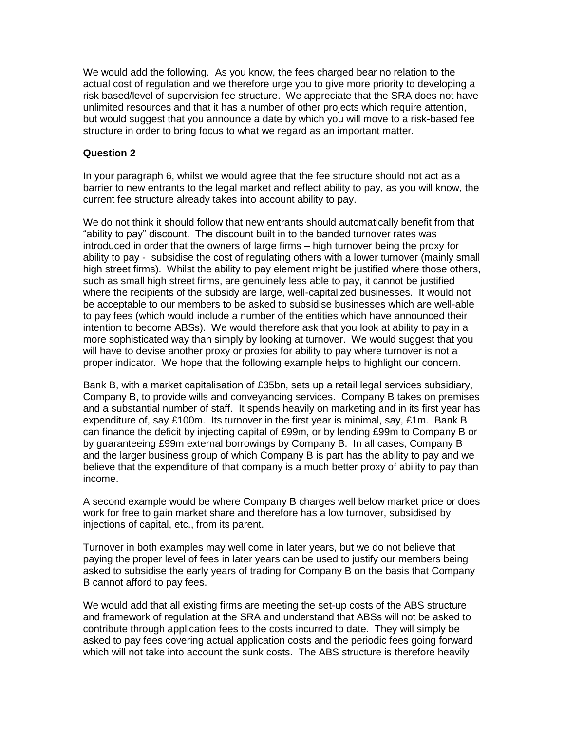We would add the following. As you know, the fees charged bear no relation to the actual cost of regulation and we therefore urge you to give more priority to developing a risk based/level of supervision fee structure. We appreciate that the SRA does not have unlimited resources and that it has a number of other projects which require attention, but would suggest that you announce a date by which you will move to a risk-based fee structure in order to bring focus to what we regard as an important matter.

**Question 2**

In your paragraph 6, whilst we would agree that the fee structure should not act as a barrier to new entrants to the legal market and reflect ability to pay, as you will know, the current fee structure already takes into account ability to pay.

We do not think it should follow that new entrants should automatically benefit from that "ability to pay" discount. The discount built in to the banded turnover rates was introduced in order that the owners of large firms – high turnover being the proxy for ability to pay - subsidise the cost of regulating others with a lower turnover (mainly small high street firms). Whilst the ability to pay element might be justified where those others, such as small high street firms, are genuinely less able to pay, it cannot be justified where the recipients of the subsidy are large, well-capitalized businesses. It would not be acceptable to our members to be asked to subsidise businesses which are well-able to pay fees (which would include a number of the entities which have announced their intention to become ABSs). We would therefore ask that you look at ability to pay in a more sophisticated way than simply by looking at turnover. We would suggest that you will have to devise another proxy or proxies for ability to pay where turnover is not a proper indicator. We hope that the following example helps to highlight our concern.

Bank B, with a market capitalisation of £35bn, sets up a retail legal services subsidiary, Company B, to provide wills and conveyancing services. Company B takes on premises and a substantial number of staff. It spends heavily on marketing and in its first year has expenditure of, say £100m. Its turnover in the first year is minimal, say, £1m. Bank B can finance the deficit by injecting capital of £99m, or by lending £99m to Company B or by guaranteeing £99m external borrowings by Company B. In all cases, Company B and the larger business group of which Company B is part has the ability to pay and we believe that the expenditure of that company is a much better proxy of ability to pay than income.

A second example would be where Company B charges well below market price or does work for free to gain market share and therefore has a low turnover, subsidised by injections of capital, etc., from its parent.

Turnover in both examples may well come in later years, but we do not believe that paying the proper level of fees in later years can be used to justify our members being asked to subsidise the early years of trading for Company B on the basis that Company B cannot afford to pay fees.

We would add that all existing firms are meeting the set-up costs of the ABS structure and framework of regulation at the SRA and understand that ABSs will not be asked to contribute through application fees to the costs incurred to date. They will simply be asked to pay fees covering actual application costs and the periodic fees going forward which will not take into account the sunk costs. The ABS structure is therefore heavily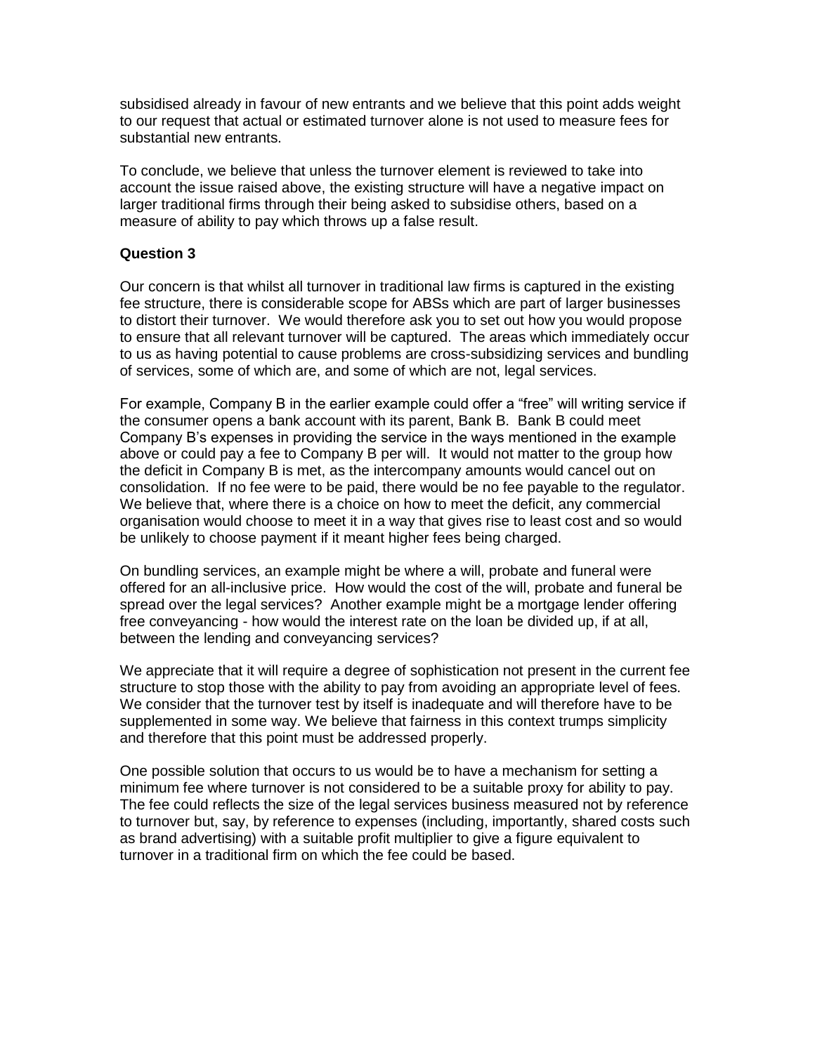subsidised already in favour of new entrants and we believe that this point adds weight to our request that actual or estimated turnover alone is not used to measure fees for substantial new entrants.

To conclude, we believe that unless the turnover element is reviewed to take into account the issue raised above, the existing structure will have a negative impact on larger traditional firms through their being asked to subsidise others, based on a measure of ability to pay which throws up a false result.

**Question 3**

Our concern is that whilst all turnover in traditional law firms is captured in the existing fee structure, there is considerable scope for ABSs which are part of larger businesses to distort their turnover. We would therefore ask you to set out how you would propose to ensure that all relevant turnover will be captured. The areas which immediately occur to us as having potential to cause problems are cross-subsidizing services and bundling of services, some of which are, and some of which are not, legal services.

For example, Company B in the earlier example could offer a "free" will writing service if the consumer opens a bank account with its parent, Bank B. Bank B could meet Company B's expenses in providing the service in the ways mentioned in the example above or could pay a fee to Company B per will. It would not matter to the group how the deficit in Company B is met, as the intercompany amounts would cancel out on consolidation. If no fee were to be paid, there would be no fee payable to the regulator. We believe that, where there is a choice on how to meet the deficit, any commercial organisation would choose to meet it in a way that gives rise to least cost and so would be unlikely to choose payment if it meant higher fees being charged.

On bundling services, an example might be where a will, probate and funeral were offered for an all-inclusive price. How would the cost of the will, probate and funeral be spread over the legal services? Another example might be a mortgage lender offering free conveyancing - how would the interest rate on the loan be divided up, if at all, between the lending and conveyancing services?

We appreciate that it will require a degree of sophistication not present in the current fee structure to stop those with the ability to pay from avoiding an appropriate level of fees. We consider that the turnover test by itself is inadequate and will therefore have to be supplemented in some way. We believe that fairness in this context trumps simplicity and therefore that this point must be addressed properly.

One possible solution that occurs to us would be to have a mechanism for setting a minimum fee where turnover is not considered to be a suitable proxy for ability to pay. The fee could reflects the size of the legal services business measured not by reference to turnover but, say, by reference to expenses (including, importantly, shared costs such as brand advertising) with a suitable profit multiplier to give a figure equivalent to turnover in a traditional firm on which the fee could be based.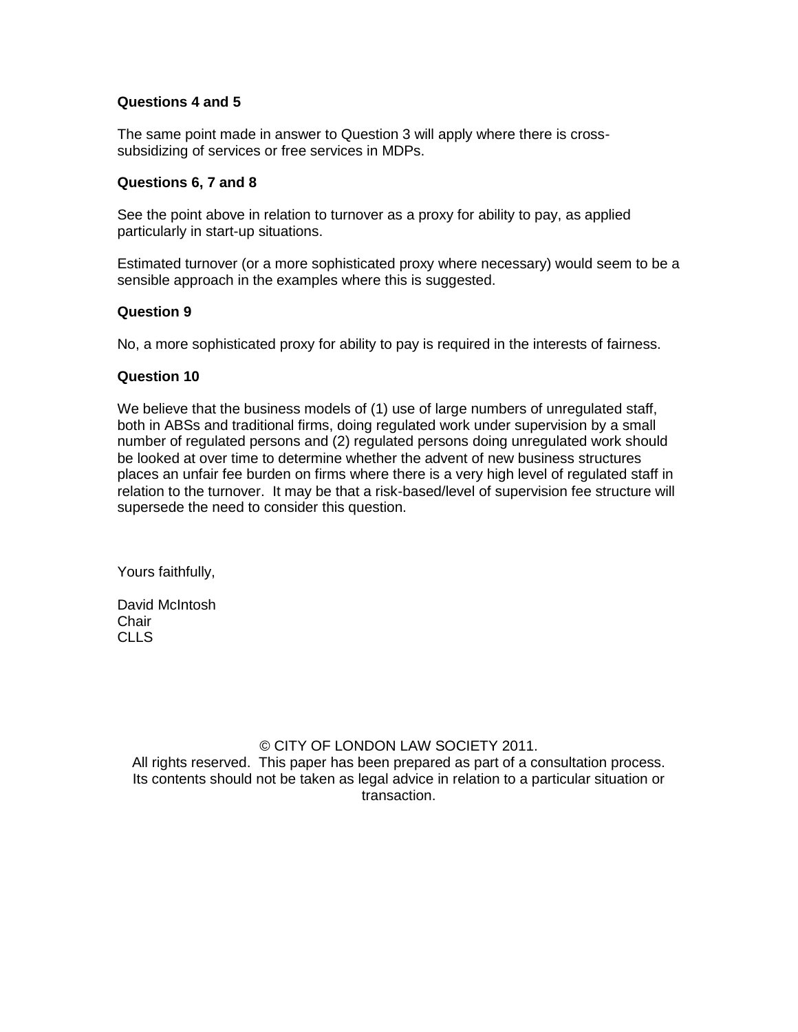**Questions 4 and 5**

The same point made in answer to Question 3 will apply where there is cross-subsidizing of services or free services in MDPs.

**Questions 6, 7 and 8**

See the point above in relation to turnover as a proxy for ability to pay, as applied particularly in start-up situations.

Estimated turnover (or a more sophisticated proxy where necessary) would seem to be a sensible approach in the examples where this is suggested.

**Question 9**

No, a more sophisticated proxy for ability to pay is required in the interests of fairness.

**Question 10**

We believe that the business models of (1) use of large numbers of unregulated staff, both in ABSs and traditional firms, doing regulated work under supervision by a small number of regulated persons and (2) regulated persons doing unregulated work should be looked at over time to determine whether the advent of new business structures places an unfair fee burden on firms where there is a very high level of regulated staff in relation to the turnover. It may be that a risk-based/level of supervision fee structure will supersede the need to consider this question.

Yours faithfully,

David McIntosh
Chair
CLLS

© CITY OF LONDON LAW SOCIETY 2011.
All rights reserved. This paper has been prepared as part of a consultation process. Its contents should not be taken as legal advice in relation to a particular situation or transaction.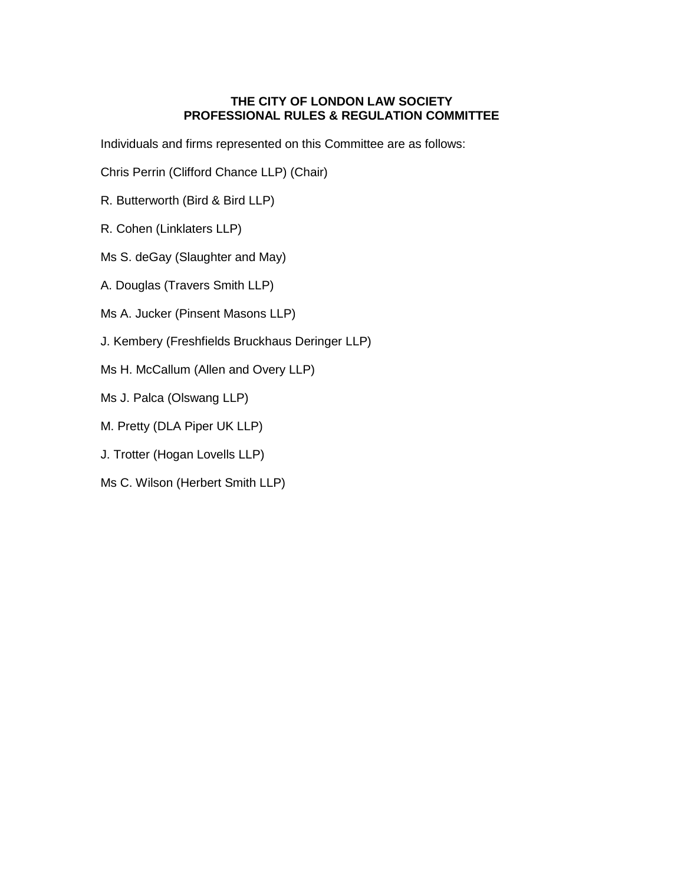**THE CITY OF LONDON LAW SOCIETY**
**PROFESSIONAL RULES & REGULATION COMMITTEE**

Individuals and firms represented on this Committee are as follows:

Chris Perrin (Clifford Chance LLP) (Chair)

R. Butterworth (Bird & Bird LLP)

R. Cohen (Linklaters LLP)

Ms S. deGay (Slaughter and May)

A. Douglas (Travers Smith LLP)

Ms A. Jucker (Pinsent Masons LLP)

J. Kembery (Freshfields Bruckhaus Deringer LLP)

Ms H. McCallum (Allen and Overy LLP)

Ms J. Palca (Olswang LLP)

M. Pretty (DLA Piper UK LLP)

J. Trotter (Hogan Lovells LLP)

Ms C. Wilson (Herbert Smith LLP)